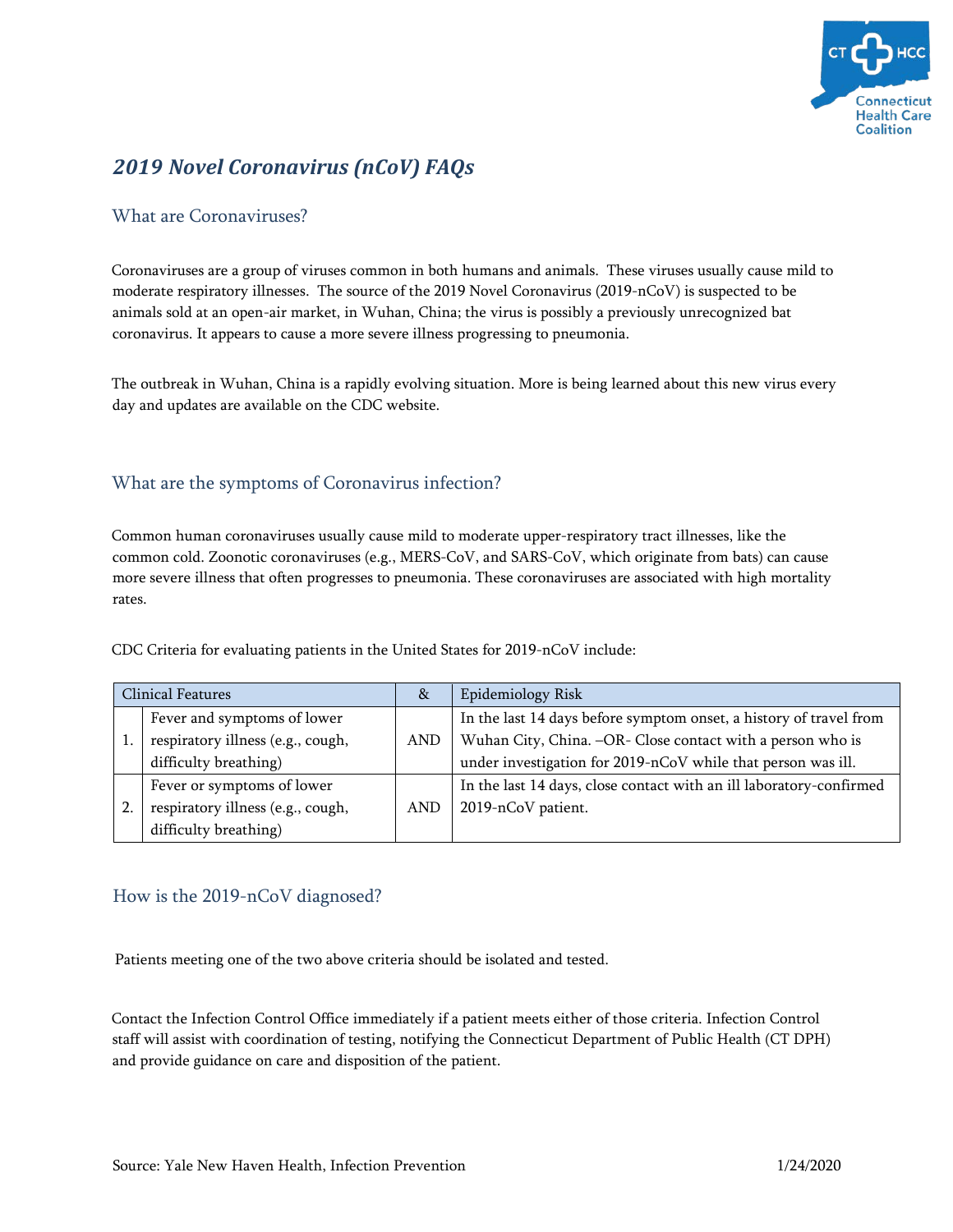# *2019 Novel Coronavirus (nCoV) FAQs*

## What are Coronaviruses?

Coronaviruses are a group of viruses common in both humans and animals. These viruses usually cause mild to moderate respiratory illnesses. The source of the 2019 Novel Coronavirus (2019-nCoV) is suspected to be animals sold at an open-air market, in Wuhan, China; the virus is possibly a previously unrecognized bat coronavirus. It appears to cause a more severe illness progressing to pneumonia.

The outbreak in Wuhan, China is a rapidly evolving situation. More is being learned about this new virus every day and updates are available on the CDC website.

## What are the symptoms of Coronavirus infection?

Common human coronaviruses usually cause mild to moderate upper-respiratory tract illnesses, like the common cold. Zoonotic coronaviruses (e.g., MERS-CoV, and SARS-CoV, which originate from bats) can cause more severe illness that often progresses to pneumonia. These coronaviruses are associated with high mortality rates.

CDC Criteria for evaluating patients in the United States for 2019-nCoV include:

| Clinical Features | | & | Epidemiology Risk |
|---|---|---|---|
| 1. | Fever and symptoms of lower respiratory illness (e.g., cough, difficulty breathing) | AND | In the last 14 days before symptom onset, a history of travel from Wuhan City, China. –OR- Close contact with a person who is under investigation for 2019-nCoV while that person was ill. |
| 2. | Fever or symptoms of lower respiratory illness (e.g., cough, difficulty breathing) | AND | In the last 14 days, close contact with an ill laboratory-confirmed 2019-nCoV patient. |

## How is the 2019-nCoV diagnosed?

Patients meeting one of the two above criteria should be isolated and tested.

Contact the Infection Control Office immediately if a patient meets either of those criteria. Infection Control staff will assist with coordination of testing, notifying the Connecticut Department of Public Health (CT DPH) and provide guidance on care and disposition of the patient.

Source: Yale New Haven Health, Infection Prevention 1/24/2020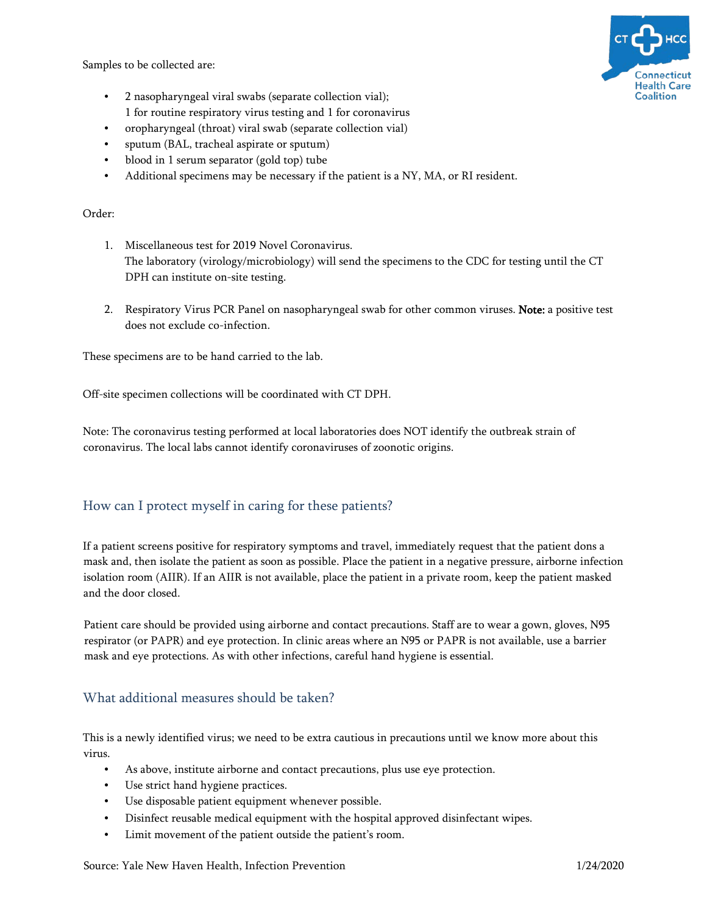Samples to be collected are:

- 2 nasopharyngeal viral swabs (separate collection vial);
  1 for routine respiratory virus testing and 1 for coronavirus
- oropharyngeal (throat) viral swab (separate collection vial)
- sputum (BAL, tracheal aspirate or sputum)
- blood in 1 serum separator (gold top) tube
- Additional specimens may be necessary if the patient is a NY, MA, or RI resident.

Order:

1. Miscellaneous test for 2019 Novel Coronavirus.
   The laboratory (virology/microbiology) will send the specimens to the CDC for testing until the CT DPH can institute on-site testing.

2. Respiratory Virus PCR Panel on nasopharyngeal swab for other common viruses. **Note:** a positive test does not exclude co-infection.

These specimens are to be hand carried to the lab.

Off-site specimen collections will be coordinated with CT DPH.

Note: The coronavirus testing performed at local laboratories does NOT identify the outbreak strain of coronavirus. The local labs cannot identify coronaviruses of zoonotic origins.

## How can I protect myself in caring for these patients?

If a patient screens positive for respiratory symptoms and travel, immediately request that the patient dons a mask and, then isolate the patient as soon as possible. Place the patient in a negative pressure, airborne infection isolation room (AIIR). If an AIIR is not available, place the patient in a private room, keep the patient masked and the door closed.

Patient care should be provided using airborne and contact precautions. Staff are to wear a gown, gloves, N95 respirator (or PAPR) and eye protection. In clinic areas where an N95 or PAPR is not available, use a barrier mask and eye protections. As with other infections, careful hand hygiene is essential.

## What additional measures should be taken?

This is a newly identified virus; we need to be extra cautious in precautions until we know more about this virus.

- As above, institute airborne and contact precautions, plus use eye protection.
- Use strict hand hygiene practices.
- Use disposable patient equipment whenever possible.
- Disinfect reusable medical equipment with the hospital approved disinfectant wipes.
- Limit movement of the patient outside the patient's room.

Source: Yale New Haven Health, Infection Prevention 1/24/2020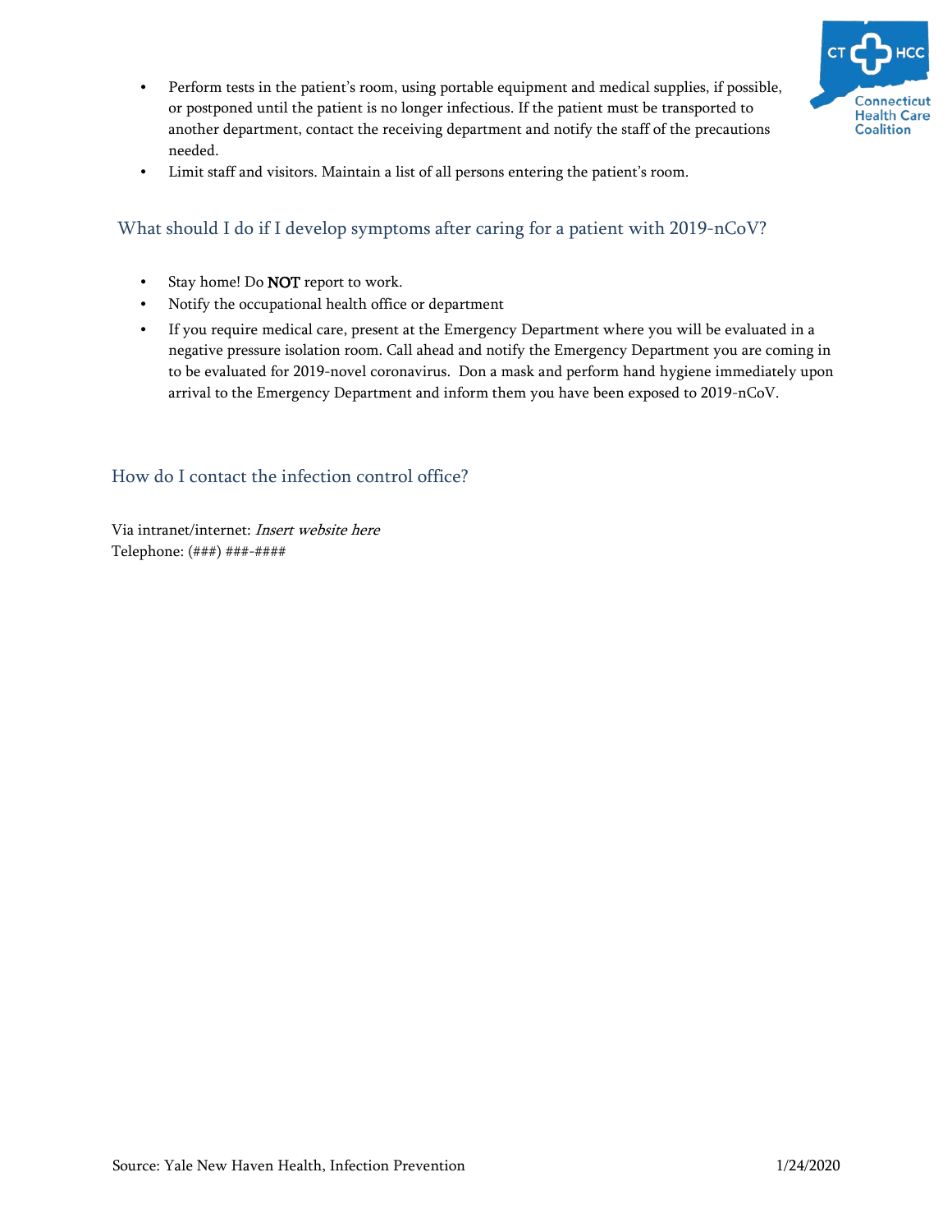- Perform tests in the patient's room, using portable equipment and medical supplies, if possible, or postponed until the patient is no longer infectious. If the patient must be transported to another department, contact the receiving department and notify the staff of the precautions needed.
- Limit staff and visitors. Maintain a list of all persons entering the patient's room.

## What should I do if I develop symptoms after caring for a patient with 2019-nCoV?

- Stay home! Do **NOT** report to work.
- Notify the occupational health office or department
- If you require medical care, present at the Emergency Department where you will be evaluated in a negative pressure isolation room. Call ahead and notify the Emergency Department you are coming in to be evaluated for 2019-novel coronavirus. Don a mask and perform hand hygiene immediately upon arrival to the Emergency Department and inform them you have been exposed to 2019-nCoV.

## How do I contact the infection control office?

Via intranet/internet: *Insert website here*
Telephone: (###) ###-####

Source: Yale New Haven Health, Infection Prevention 1/24/2020